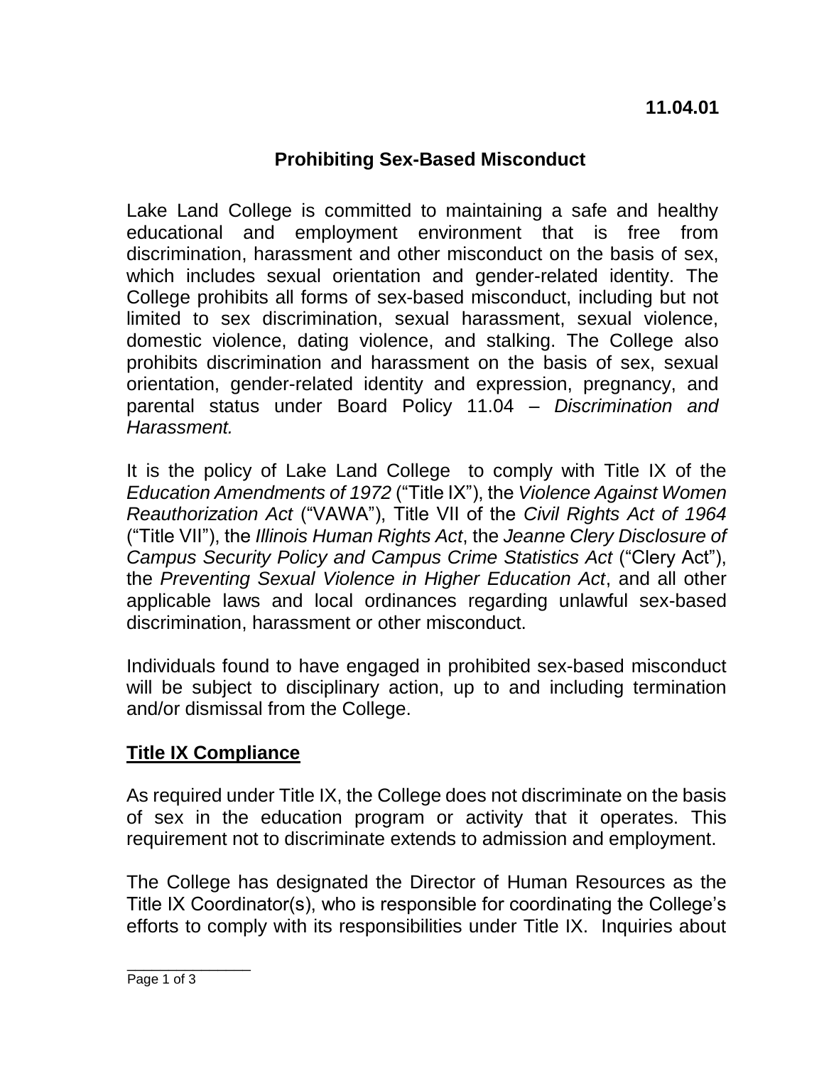**11.04.01**

# Prohibiting Sex-Based Misconduct

Lake Land College is committed to maintaining a safe and healthy educational and employment environment that is free from discrimination, harassment and other misconduct on the basis of sex, which includes sexual orientation and gender-related identity. The College prohibits all forms of sex-based misconduct, including but not limited to sex discrimination, sexual harassment, sexual violence, domestic violence, dating violence, and stalking. The College also prohibits discrimination and harassment on the basis of sex, sexual orientation, gender-related identity and expression, pregnancy, and parental status under Board Policy 11.04 – *Discrimination and Harassment.*

It is the policy of Lake Land College to comply with Title IX of the *Education Amendments of 1972* ("Title IX"), the *Violence Against Women Reauthorization Act* ("VAWA"), Title VII of the *Civil Rights Act of 1964* ("Title VII"), the *Illinois Human Rights Act*, the *Jeanne Clery Disclosure of Campus Security Policy and Campus Crime Statistics Act* ("Clery Act"), the *Preventing Sexual Violence in Higher Education Act*, and all other applicable laws and local ordinances regarding unlawful sex-based discrimination, harassment or other misconduct.

Individuals found to have engaged in prohibited sex-based misconduct will be subject to disciplinary action, up to and including termination and/or dismissal from the College.

## Title IX Compliance

As required under Title IX, the College does not discriminate on the basis of sex in the education program or activity that it operates. This requirement not to discriminate extends to admission and employment.

The College has designated the Director of Human Resources as the Title IX Coordinator(s), who is responsible for coordinating the College's efforts to comply with its responsibilities under Title IX. Inquiries about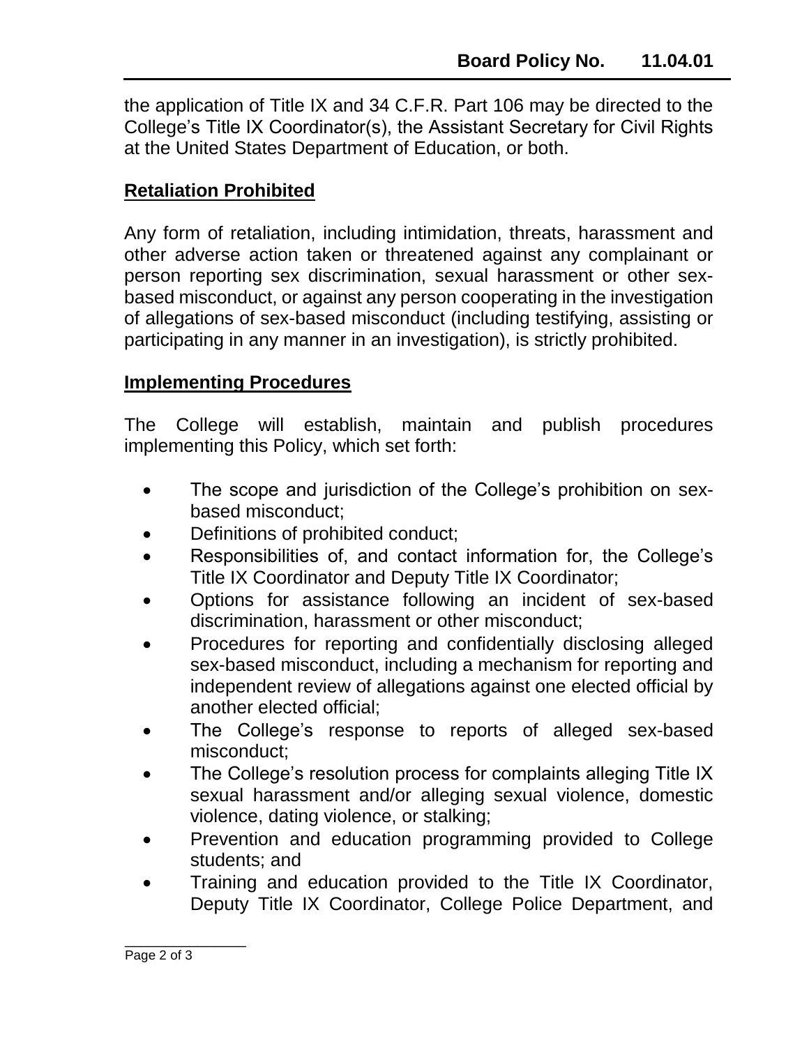the application of Title IX and 34 C.F.R. Part 106 may be directed to the College's Title IX Coordinator(s), the Assistant Secretary for Civil Rights at the United States Department of Education, or both.

## Retaliation Prohibited

Any form of retaliation, including intimidation, threats, harassment and other adverse action taken or threatened against any complainant or person reporting sex discrimination, sexual harassment or other sex-based misconduct, or against any person cooperating in the investigation of allegations of sex-based misconduct (including testifying, assisting or participating in any manner in an investigation), is strictly prohibited.

## Implementing Procedures

The College will establish, maintain and publish procedures implementing this Policy, which set forth:

- The scope and jurisdiction of the College's prohibition on sex-based misconduct;
- Definitions of prohibited conduct;
- Responsibilities of, and contact information for, the College's Title IX Coordinator and Deputy Title IX Coordinator;
- Options for assistance following an incident of sex-based discrimination, harassment or other misconduct;
- Procedures for reporting and confidentially disclosing alleged sex-based misconduct, including a mechanism for reporting and independent review of allegations against one elected official by another elected official;
- The College's response to reports of alleged sex-based misconduct;
- The College's resolution process for complaints alleging Title IX sexual harassment and/or alleging sexual violence, domestic violence, dating violence, or stalking;
- Prevention and education programming provided to College students; and
- Training and education provided to the Title IX Coordinator, Deputy Title IX Coordinator, College Police Department, and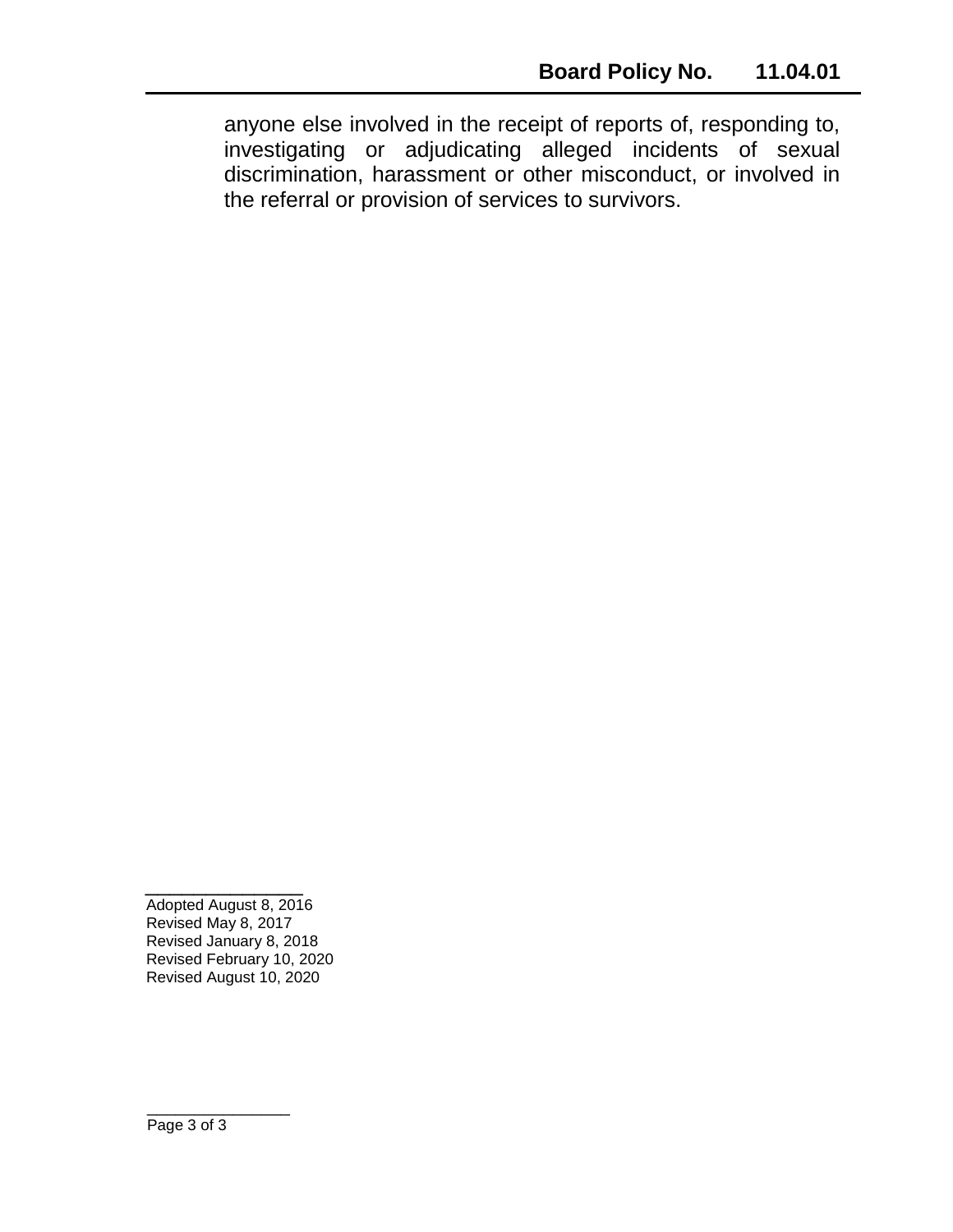anyone else involved in the receipt of reports of, responding to, investigating or adjudicating alleged incidents of sexual discrimination, harassment or other misconduct, or involved in the referral or provision of services to survivors.

Adopted August 8, 2016
Revised May 8, 2017
Revised January 8, 2018
Revised February 10, 2020
Revised August 10, 2020